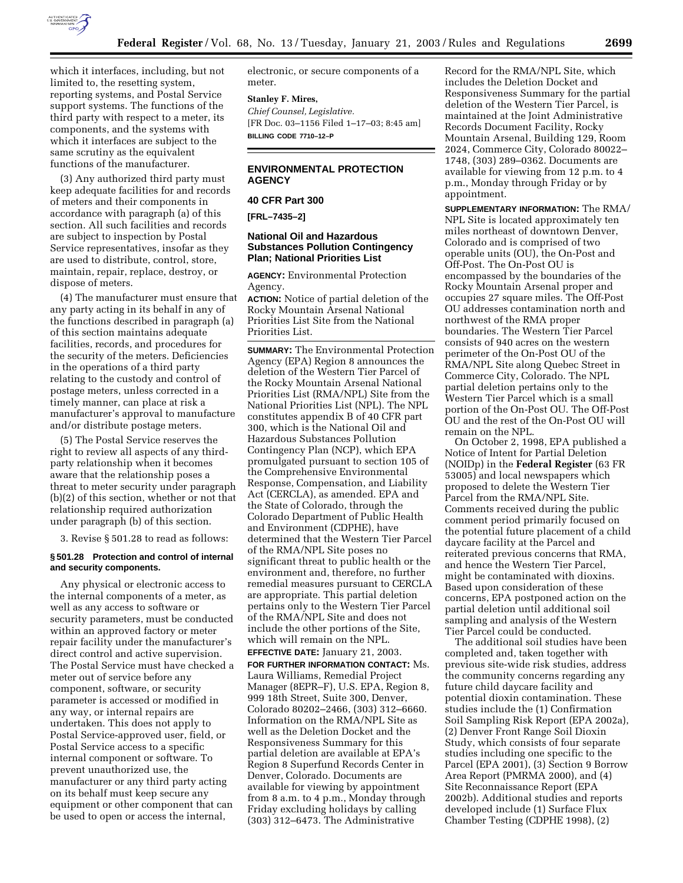which it interfaces, including, but not limited to, the resetting system, reporting systems, and Postal Service support systems. The functions of the third party with respect to a meter, its components, and the systems with which it interfaces are subject to the same scrutiny as the equivalent functions of the manufacturer.

(3) Any authorized third party must keep adequate facilities for and records of meters and their components in accordance with paragraph (a) of this section. All such facilities and records are subject to inspection by Postal Service representatives, insofar as they are used to distribute, control, store, maintain, repair, replace, destroy, or dispose of meters.

(4) The manufacturer must ensure that any party acting in its behalf in any of the functions described in paragraph (a) of this section maintains adequate facilities, records, and procedures for the security of the meters. Deficiencies in the operations of a third party relating to the custody and control of postage meters, unless corrected in a timely manner, can place at risk a manufacturer's approval to manufacture and/or distribute postage meters.

(5) The Postal Service reserves the right to review all aspects of any third-party relationship when it becomes aware that the relationship poses a threat to meter security under paragraph (b)(2) of this section, whether or not that relationship required authorization under paragraph (b) of this section.

3. Revise § 501.28 to read as follows:

**§ 501.28 Protection and control of internal and security components.**

Any physical or electronic access to the internal components of a meter, as well as any access to software or security parameters, must be conducted within an approved factory or meter repair facility under the manufacturer's direct control and active supervision. The Postal Service must have checked a meter out of service before any component, software, or security parameter is accessed or modified in any way, or internal repairs are undertaken. This does not apply to Postal Service-approved user, field, or Postal Service access to a specific internal component or software. To prevent unauthorized use, the manufacturer or any third party acting on its behalf must keep secure any equipment or other component that can be used to open or access the internal, electronic, or secure components of a meter.

**Stanley F. Mires,**

*Chief Counsel, Legislative.*

[FR Doc. 03–1156 Filed 1–17–03; 8:45 am]

**BILLING CODE 7710–12–P**

## ENVIRONMENTAL PROTECTION AGENCY

### 40 CFR Part 300

**[FRL–7435–2]**

### National Oil and Hazardous Substances Pollution Contingency Plan; National Priorities List

**AGENCY:** Environmental Protection Agency.

**ACTION:** Notice of partial deletion of the Rocky Mountain Arsenal National Priorities List Site from the National Priorities List.

**SUMMARY:** The Environmental Protection Agency (EPA) Region 8 announces the deletion of the Western Tier Parcel of the Rocky Mountain Arsenal National Priorities List (RMA/NPL) Site from the National Priorities List (NPL). The NPL constitutes appendix B of 40 CFR part 300, which is the National Oil and Hazardous Substances Pollution Contingency Plan (NCP), which EPA promulgated pursuant to section 105 of the Comprehensive Environmental Response, Compensation, and Liability Act (CERCLA), as amended. EPA and the State of Colorado, through the Colorado Department of Public Health and Environment (CDPHE), have determined that the Western Tier Parcel of the RMA/NPL Site poses no significant threat to public health or the environment and, therefore, no further remedial measures pursuant to CERCLA are appropriate. This partial deletion pertains only to the Western Tier Parcel of the RMA/NPL Site and does not include the other portions of the Site, which will remain on the NPL.

**EFFECTIVE DATE:** January 21, 2003.

**FOR FURTHER INFORMATION CONTACT:** Ms. Laura Williams, Remedial Project Manager (8EPR–F), U.S. EPA, Region 8, 999 18th Street, Suite 300, Denver, Colorado 80202–2466, (303) 312–6660. Information on the RMA/NPL Site as well as the Deletion Docket and the Responsiveness Summary for this partial deletion are available at EPA's Region 8 Superfund Records Center in Denver, Colorado. Documents are available for viewing by appointment from 8 a.m. to 4 p.m., Monday through Friday excluding holidays by calling (303) 312–6473. The Administrative Record for the RMA/NPL Site, which includes the Deletion Docket and Responsiveness Summary for the partial deletion of the Western Tier Parcel, is maintained at the Joint Administrative Records Document Facility, Rocky Mountain Arsenal, Building 129, Room 2024, Commerce City, Colorado 80022–1748, (303) 289–0362. Documents are available for viewing from 12 p.m. to 4 p.m., Monday through Friday or by appointment.

**SUPPLEMENTARY INFORMATION:** The RMA/NPL Site is located approximately ten miles northeast of downtown Denver, Colorado and is comprised of two operable units (OU), the On-Post and Off-Post. The On-Post OU is encompassed by the boundaries of the Rocky Mountain Arsenal proper and occupies 27 square miles. The Off-Post OU addresses contamination north and northwest of the RMA proper boundaries. The Western Tier Parcel consists of 940 acres on the western perimeter of the On-Post OU of the RMA/NPL Site along Quebec Street in Commerce City, Colorado. The NPL partial deletion pertains only to the Western Tier Parcel which is a small portion of the On-Post OU. The Off-Post OU and the rest of the On-Post OU will remain on the NPL.

On October 2, 1998, EPA published a Notice of Intent for Partial Deletion (NOIDp) in the **Federal Register** (63 FR 53005) and local newspapers which proposed to delete the Western Tier Parcel from the RMA/NPL Site. Comments received during the public comment period primarily focused on the potential future placement of a child daycare facility at the Parcel and reiterated previous concerns that RMA, and hence the Western Tier Parcel, might be contaminated with dioxins. Based upon consideration of these concerns, EPA postponed action on the partial deletion until additional soil sampling and analysis of the Western Tier Parcel could be conducted.

The additional soil studies have been completed and, taken together with previous site-wide risk studies, address the community concerns regarding any future child daycare facility and potential dioxin contamination. These studies include the (1) Confirmation Soil Sampling Risk Report (EPA 2002a), (2) Denver Front Range Soil Dioxin Study, which consists of four separate studies including one specific to the Parcel (EPA 2001), (3) Section 9 Borrow Area Report (PMRMA 2000), and (4) Site Reconnaissance Report (EPA 2002b). Additional studies and reports developed include (1) Surface Flux Chamber Testing (CDPHE 1998), (2)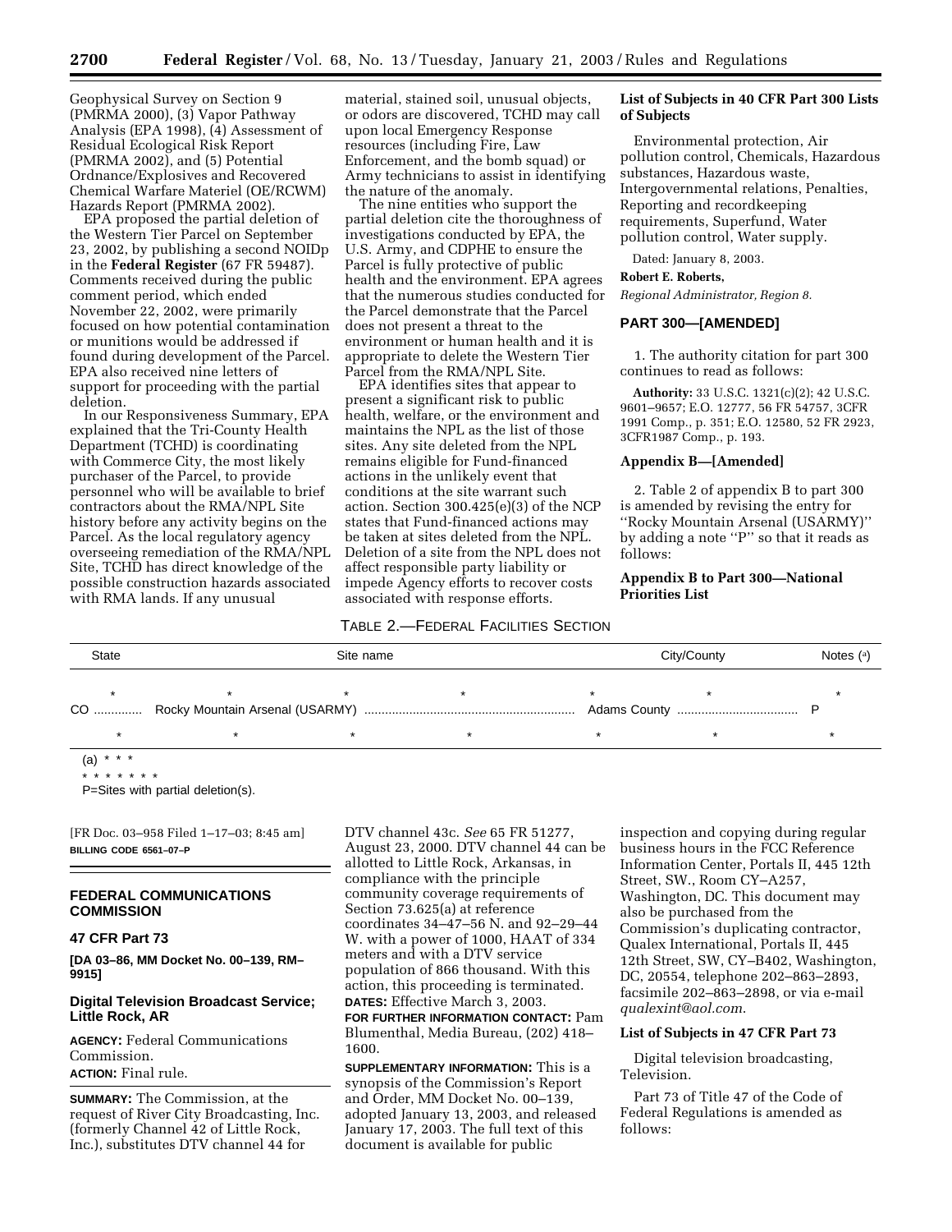Geophysical Survey on Section 9 (PMRMA 2000), (3) Vapor Pathway Analysis (EPA 1998), (4) Assessment of Residual Ecological Risk Report (PMRMA 2002), and (5) Potential Ordnance/Explosives and Recovered Chemical Warfare Materiel (OE/RCWM) Hazards Report (PMRMA 2002).

EPA proposed the partial deletion of the Western Tier Parcel on September 23, 2002, by publishing a second NOIDp in the **Federal Register** (67 FR 59487). Comments received during the public comment period, which ended November 22, 2002, were primarily focused on how potential contamination or munitions would be addressed if found during development of the Parcel. EPA also received nine letters of support for proceeding with the partial deletion.

In our Responsiveness Summary, EPA explained that the Tri-County Health Department (TCHD) is coordinating with Commerce City, the most likely purchaser of the Parcel, to provide personnel who will be available to brief contractors about the RMA/NPL Site history before any activity begins on the Parcel. As the local regulatory agency overseeing remediation of the RMA/NPL Site, TCHD has direct knowledge of the possible construction hazards associated with RMA lands. If any unusual material, stained soil, unusual objects, or odors are discovered, TCHD may call upon local Emergency Response resources (including Fire, Law Enforcement, and the bomb squad) or Army technicians to assist in identifying the nature of the anomaly.

The nine entities who support the partial deletion cite the thoroughness of investigations conducted by EPA, the U.S. Army, and CDPHE to ensure the Parcel is fully protective of public health and the environment. EPA agrees that the numerous studies conducted for the Parcel demonstrate that the Parcel does not present a threat to the environment or human health and it is appropriate to delete the Western Tier Parcel from the RMA/NPL Site.

EPA identifies sites that appear to present a significant risk to public health, welfare, or the environment and maintains the NPL as the list of those sites. Any site deleted from the NPL remains eligible for Fund-financed actions in the unlikely event that conditions at the site warrant such action. Section 300.425(e)(3) of the NCP states that Fund-financed actions may be taken at sites deleted from the NPL. Deletion of a site from the NPL does not affect responsible party liability or impede Agency efforts to recover costs associated with response efforts.

### List of Subjects in 40 CFR Part 300 Lists of Subjects

Environmental protection, Air pollution control, Chemicals, Hazardous substances, Hazardous waste, Intergovernmental relations, Penalties, Reporting and recordkeeping requirements, Superfund, Water pollution control, Water supply.

Dated: January 8, 2003.

**Robert E. Roberts,**

*Regional Administrator, Region 8.*

## PART 300—[AMENDED]

1. The authority citation for part 300 continues to read as follows:

**Authority:** 33 U.S.C. 1321(c)(2); 42 U.S.C. 9601–9657; E.O. 12777, 56 FR 54757, 3CFR 1991 Comp., p. 351; E.O. 12580, 52 FR 2923, 3CFR1987 Comp., p. 193.

### Appendix B—[Amended]

2. Table 2 of appendix B to part 300 is amended by revising the entry for ''Rocky Mountain Arsenal (USARMY)'' by adding a note ''P'' so that it reads as follows:

### Appendix B to Part 300—National Priorities List

TABLE 2.—FEDERAL FACILITIES SECTION

| State | Site name | City/County | Notes ([a]) |
|---|---|---|---|
| * | * * * | * * | * |
| CO | Rocky Mountain Arsenal (USARMY) | Adams County | P |
| * | * * * | * * | * |

(a) * * *

* * * * * * *

P=Sites with partial deletion(s).

[FR Doc. 03–958 Filed 1–17–03; 8:45 am]

**BILLING CODE 6561–07–P**

## FEDERAL COMMUNICATIONS COMMISSION

### 47 CFR Part 73

**[DA 03–86, MM Docket No. 00–139, RM–9915]**

### Digital Television Broadcast Service; Little Rock, AR

**AGENCY:** Federal Communications Commission.

**ACTION:** Final rule.

**SUMMARY:** The Commission, at the request of River City Broadcasting, Inc. (formerly Channel 42 of Little Rock, Inc.), substitutes DTV channel 44 for DTV channel 43c. *See* 65 FR 51277, August 23, 2000. DTV channel 44 can be allotted to Little Rock, Arkansas, in compliance with the principle community coverage requirements of Section 73.625(a) at reference coordinates 34–47–56 N. and 92–29–44 W. with a power of 1000, HAAT of 334 meters and with a DTV service population of 866 thousand. With this action, this proceeding is terminated.

**DATES:** Effective March 3, 2003.

**FOR FURTHER INFORMATION CONTACT:** Pam Blumenthal, Media Bureau, (202) 418–1600.

**SUPPLEMENTARY INFORMATION:** This is a synopsis of the Commission's Report and Order, MM Docket No. 00–139, adopted January 13, 2003, and released January 17, 2003. The full text of this document is available for public inspection and copying during regular business hours in the FCC Reference Information Center, Portals II, 445 12th Street, SW., Room CY–A257, Washington, DC. This document may also be purchased from the Commission's duplicating contractor, Qualex International, Portals II, 445 12th Street, SW, CY–B402, Washington, DC, 20554, telephone 202–863–2893, facsimile 202–863–2898, or via e-mail *qualexint@aol.com*.

### List of Subjects in 47 CFR Part 73

Digital television broadcasting, Television.

Part 73 of Title 47 of the Code of Federal Regulations is amended as follows: